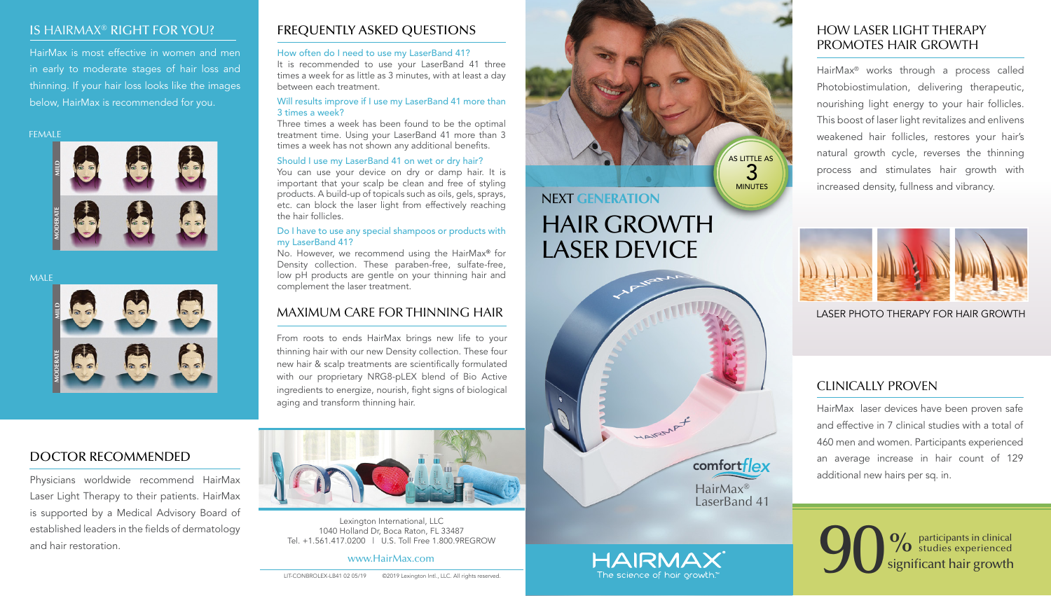## IS HAIRMAX® RIGHT FOR YOU?

HairMax is most effective in women and men in early to moderate stages of hair loss and thinning. If your hair loss looks like the images below, HairMax is recommended for you.

FEMALE

MILD

MODERATE

MALE

MILD

MODERATE

## DOCTOR RECOMMENDED

Physicians worldwide recommend HairMax Laser Light Therapy to their patients. HairMax is supported by a Medical Advisory Board of established leaders in the fields of dermatology and hair restoration.

## FREQUENTLY ASKED QUESTIONS

**How often do I need to use my LaserBand 41?**
It is recommended to use your LaserBand 41 three times a week for as little as 3 minutes, with at least a day between each treatment.

**Will results improve if I use my LaserBand 41 more than 3 times a week?**
Three times a week has been found to be the optimal treatment time. Using your LaserBand 41 more than 3 times a week has not shown any additional benefits.

**Should I use my LaserBand 41 on wet or dry hair?**
You can use your device on dry or damp hair. It is important that your scalp be clean and free of styling products. A build-up of topicals such as oils, gels, sprays, etc. can block the laser light from effectively reaching the hair follicles.

**Do I have to use any special shampoos or products with my LaserBand 41?**
No. However, we recommend using the HairMax® for Density collection. These paraben-free, sulfate-free, low pH products are gentle on your thinning hair and complement the laser treatment.

## MAXIMUM CARE FOR THINNING HAIR

From roots to ends HairMax brings new life to your thinning hair with our new Density collection. These four new hair & scalp treatments are scientifically formulated with our proprietary NRG8-pLEX blend of Bio Active ingredients to energize, nourish, fight signs of biological aging and transform thinning hair.

Lexington International, LLC
1040 Holland Dr, Boca Raton, FL 33487
Tel. +1.561.417.0200 | U.S. Toll Free 1.800.9REGROW

www.HairMax.com

LIT-CONBROLEX-LB41 02 05/19 ©2019 Lexington Intl., LLC. All rights reserved.

AS LITTLE AS 3 MINUTES

# NEXT GENERATION HAIR GROWTH LASER DEVICE

comfortflex

HairMax® LaserBand 41

HAIRMAX®
The science of hair growth.™

## HOW LASER LIGHT THERAPY PROMOTES HAIR GROWTH

HairMax® works through a process called Photobiostimulation, delivering therapeutic, nourishing light energy to your hair follicles. This boost of laser light revitalizes and enlivens weakened hair follicles, restores your hair's natural growth cycle, reverses the thinning process and stimulates hair growth with increased density, fullness and vibrancy.

LASER PHOTO THERAPY FOR HAIR GROWTH

## CLINICALLY PROVEN

HairMax laser devices have been proven safe and effective in 7 clinical studies with a total of 460 men and women. Participants experienced an average increase in hair count of 129 additional new hairs per sq. in.

**90%** participants in clinical studies experienced significant hair growth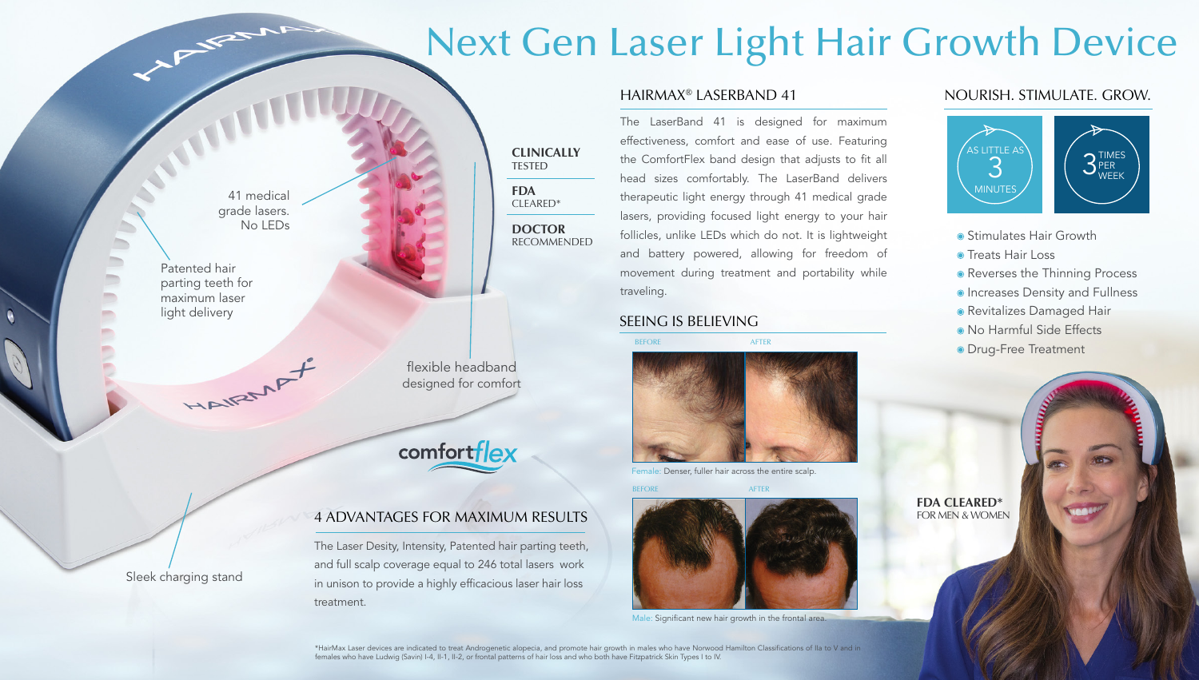# Next Gen Laser Light Hair Growth Device

41 medical grade lasers. No LEDs

Patented hair parting teeth for maximum laser light delivery

flexible headband designed for comfort

Sleek charging stand

**CLINICALLY** TESTED

**FDA** CLEARED*

**DOCTOR** RECOMMENDED

comfortflex

## 4 ADVANTAGES FOR MAXIMUM RESULTS

The Laser Desity, Intensity, Patented hair parting teeth, and full scalp coverage equal to 246 total lasers work in unison to provide a highly efficacious laser hair loss treatment.

## HAIRMAX® LASERBAND 41

The LaserBand 41 is designed for maximum effectiveness, comfort and ease of use. Featuring the ComfortFlex band design that adjusts to fit all head sizes comfortably. The LaserBand delivers therapeutic light energy through 41 medical grade lasers, providing focused light energy to your hair follicles, unlike LEDs which do not. It is lightweight and battery powered, allowing for freedom of movement during treatment and portability while traveling.

## SEEING IS BELIEVING

BEFORE AFTER

Female: Denser, fuller hair across the entire scalp.

BEFORE AFTER

Male: Significant new hair growth in the frontal area.

## NOURISH. STIMULATE. GROW.

AS LITTLE AS 3 MINUTES

3 TIMES PER WEEK

- Stimulates Hair Growth
- Treats Hair Loss
- Reverses the Thinning Process
- Increases Density and Fullness
- Revitalizes Damaged Hair
- No Harmful Side Effects
- Drug-Free Treatment

**FDA CLEARED***
FOR MEN & WOMEN

*HairMax Laser devices are indicated to treat Androgenetic alopecia, and promote hair growth in males who have Norwood Hamilton Classifications of IIa to V and in females who have Ludwig (Savin) I-4, II-1, II-2, or frontal patterns of hair loss and who both have Fitzpatrick Skin Types I to IV.